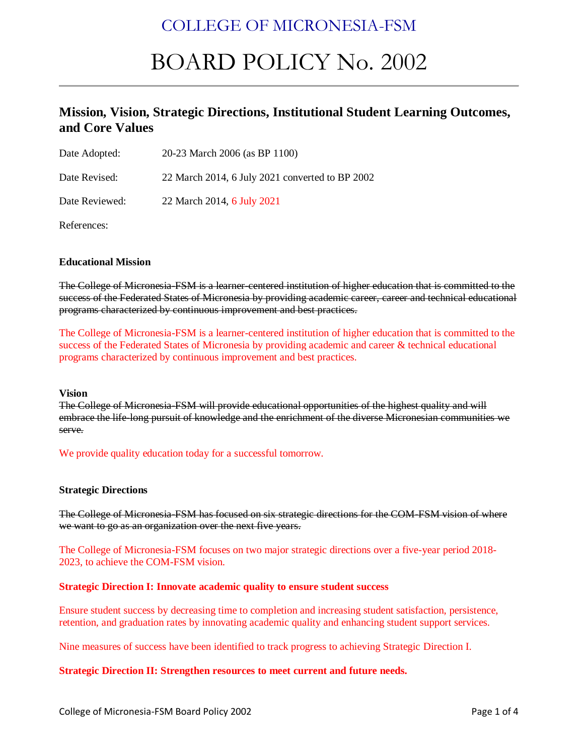COLLEGE OF MICRONESIA-FSM

# BOARD POLICY No. 2002

## Mission, Vision, Strategic Directions, Institutional Student Learning Outcomes, and Core Values

Date Adopted: 20-23 March 2006 (as BP 1100)

Date Revised: 22 March 2014, 6 July 2021 converted to BP 2002

Date Reviewed: 22 March 2014, 6 July 2021

References:

**Educational Mission**

~~The College of Micronesia-FSM is a learner-centered institution of higher education that is committed to the success of the Federated States of Micronesia by providing academic career, career and technical educational programs characterized by continuous improvement and best practices.~~

The College of Micronesia-FSM is a learner-centered institution of higher education that is committed to the success of the Federated States of Micronesia by providing academic and career & technical educational programs characterized by continuous improvement and best practices.

**Vision**

~~The College of Micronesia-FSM will provide educational opportunities of the highest quality and will embrace the life-long pursuit of knowledge and the enrichment of the diverse Micronesian communities we serve.~~

We provide quality education today for a successful tomorrow.

**Strategic Directions**

~~The College of Micronesia-FSM has focused on six strategic directions for the COM-FSM vision of where we want to go as an organization over the next five years.~~

The College of Micronesia-FSM focuses on two major strategic directions over a five-year period 2018-2023, to achieve the COM-FSM vision.

**Strategic Direction I: Innovate academic quality to ensure student success**

Ensure student success by decreasing time to completion and increasing student satisfaction, persistence, retention, and graduation rates by innovating academic quality and enhancing student support services.

Nine measures of success have been identified to track progress to achieving Strategic Direction I.

**Strategic Direction II: Strengthen resources to meet current and future needs.**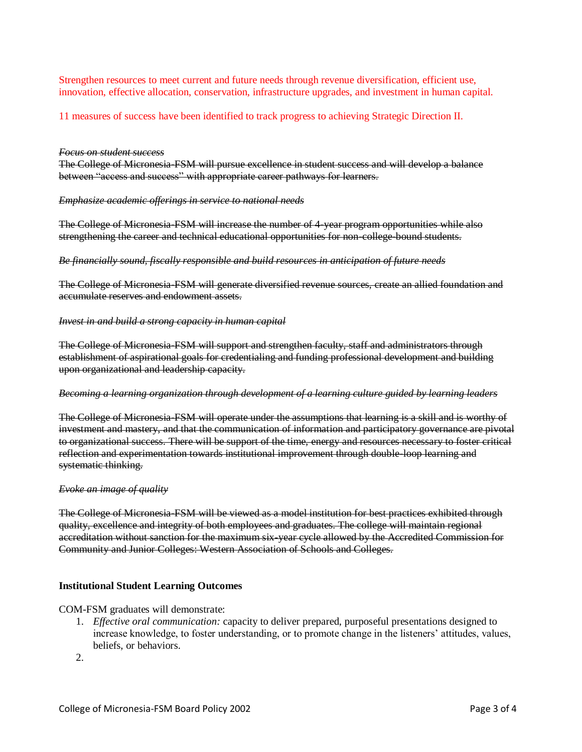Strengthen resources to meet current and future needs through revenue diversification, efficient use, innovation, effective allocation, conservation, infrastructure upgrades, and investment in human capital.

11 measures of success have been identified to track progress to achieving Strategic Direction II.

~~*Focus on student success*~~
~~The College of Micronesia-FSM will pursue excellence in student success and will develop a balance between "access and success" with appropriate career pathways for learners.~~

~~*Emphasize academic offerings in service to national needs*~~

~~The College of Micronesia-FSM will increase the number of 4-year program opportunities while also strengthening the career and technical educational opportunities for non-college-bound students.~~

~~*Be financially sound, fiscally responsible and build resources in anticipation of future needs*~~

~~The College of Micronesia-FSM will generate diversified revenue sources, create an allied foundation and accumulate reserves and endowment assets.~~

~~*Invest in and build a strong capacity in human capital*~~

~~The College of Micronesia-FSM will support and strengthen faculty, staff and administrators through establishment of aspirational goals for credentialing and funding professional development and building upon organizational and leadership capacity.~~

~~*Becoming a learning organization through development of a learning culture guided by learning leaders*~~

~~The College of Micronesia-FSM will operate under the assumptions that learning is a skill and is worthy of investment and mastery, and that the communication of information and participatory governance are pivotal to organizational success. There will be support of the time, energy and resources necessary to foster critical reflection and experimentation towards institutional improvement through double-loop learning and systematic thinking.~~

~~*Evoke an image of quality*~~

~~The College of Micronesia-FSM will be viewed as a model institution for best practices exhibited through quality, excellence and integrity of both employees and graduates. The college will maintain regional accreditation without sanction for the maximum six-year cycle allowed by the Accredited Commission for Community and Junior Colleges: Western Association of Schools and Colleges.~~

### Institutional Student Learning Outcomes

COM-FSM graduates will demonstrate:

1. *Effective oral communication:* capacity to deliver prepared, purposeful presentations designed to increase knowledge, to foster understanding, or to promote change in the listeners' attitudes, values, beliefs, or behaviors.
2.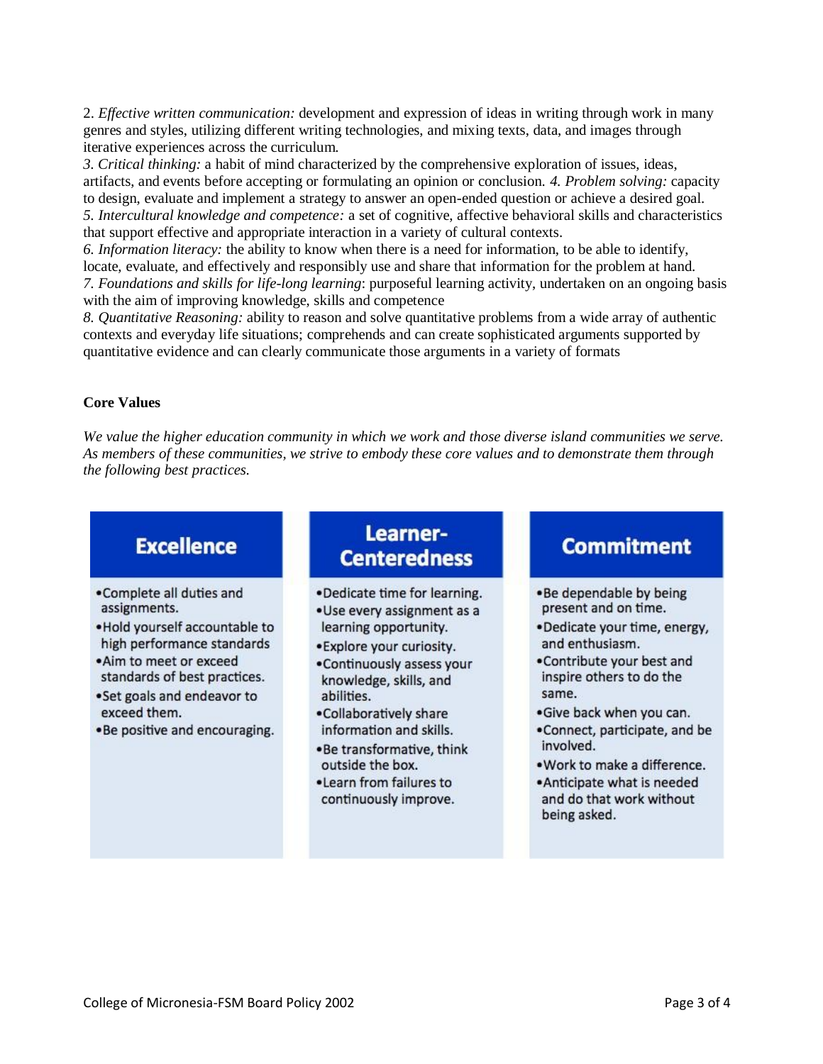2. *Effective written communication:* development and expression of ideas in writing through work in many genres and styles, utilizing different writing technologies, and mixing texts, data, and images through iterative experiences across the curriculum.

3. *Critical thinking:* a habit of mind characterized by the comprehensive exploration of issues, ideas, artifacts, and events before accepting or formulating an opinion or conclusion. 4. *Problem solving:* capacity to design, evaluate and implement a strategy to answer an open-ended question or achieve a desired goal.

5. *Intercultural knowledge and competence:* a set of cognitive, affective behavioral skills and characteristics that support effective and appropriate interaction in a variety of cultural contexts.

6. *Information literacy:* the ability to know when there is a need for information, to be able to identify, locate, evaluate, and effectively and responsibly use and share that information for the problem at hand.

7. *Foundations and skills for life-long learning*: purposeful learning activity, undertaken on an ongoing basis with the aim of improving knowledge, skills and competence

8. *Quantitative Reasoning:* ability to reason and solve quantitative problems from a wide array of authentic contexts and everyday life situations; comprehends and can create sophisticated arguments supported by quantitative evidence and can clearly communicate those arguments in a variety of formats

**Core Values**

*We value the higher education community in which we work and those diverse island communities we serve. As members of these communities, we strive to embody these core values and to demonstrate them through the following best practices.*

| Excellence | Learner-Centeredness | Commitment |
|---|---|---|
| •Complete all duties and assignments.<br>•Hold yourself accountable to high performance standards<br>•Aim to meet or exceed standards of best practices.<br>•Set goals and endeavor to exceed them.<br>•Be positive and encouraging. | •Dedicate time for learning.<br>•Use every assignment as a learning opportunity.<br>•Explore your curiosity.<br>•Continuously assess your knowledge, skills, and abilities.<br>•Collaboratively share information and skills.<br>•Be transformative, think outside the box.<br>•Learn from failures to continuously improve. | •Be dependable by being present and on time.<br>•Dedicate your time, energy, and enthusiasm.<br>•Contribute your best and inspire others to do the same.<br>•Give back when you can.<br>•Connect, participate, and be involved.<br>•Work to make a difference.<br>•Anticipate what is needed and do that work without being asked. |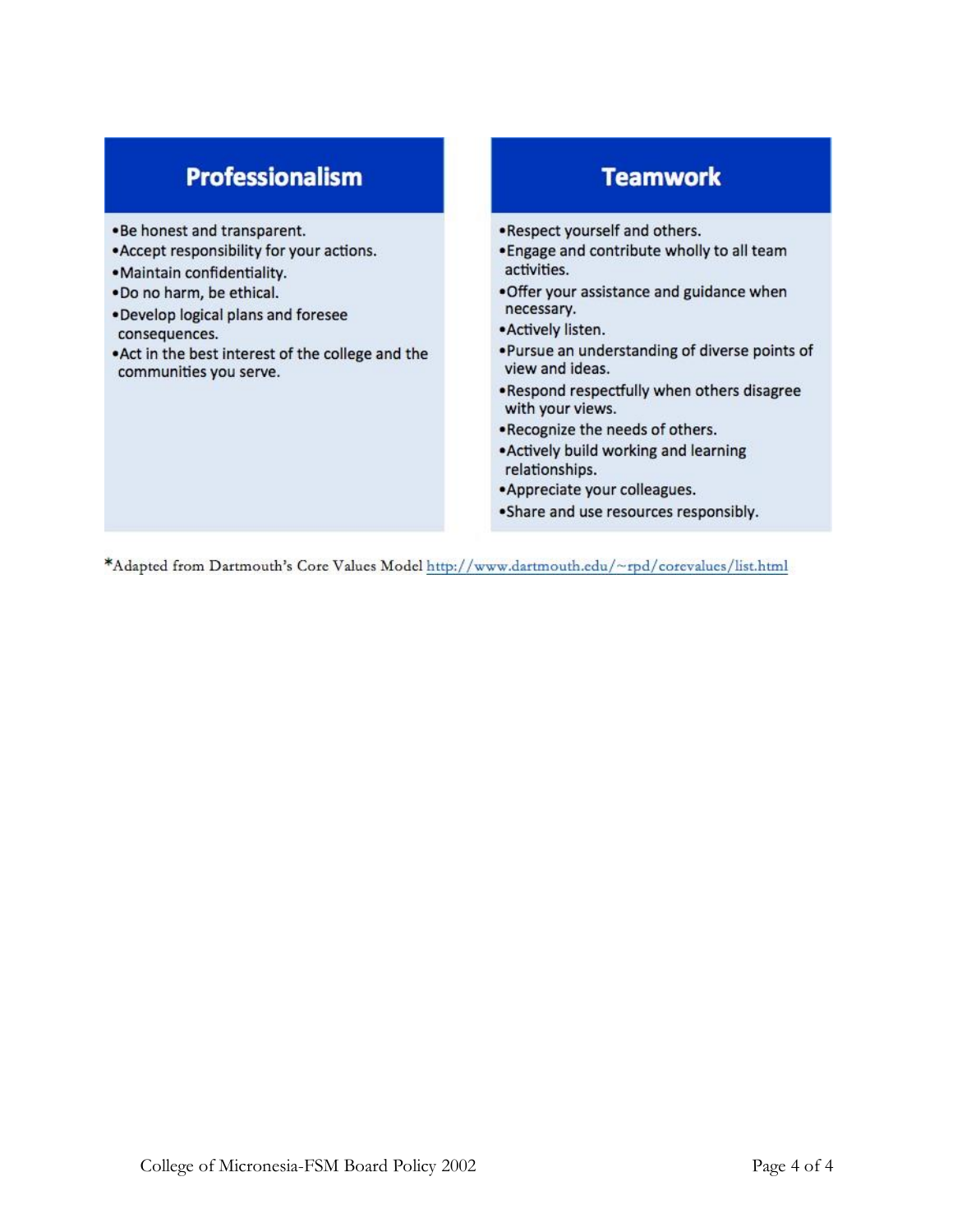## Professionalism

- Be honest and transparent.
- Accept responsibility for your actions.
- Maintain confidentiality.
- Do no harm, be ethical.
- Develop logical plans and foresee consequences.
- Act in the best interest of the college and the communities you serve.

## Teamwork

- Respect yourself and others.
- Engage and contribute wholly to all team activities.
- Offer your assistance and guidance when necessary.
- Actively listen.
- Pursue an understanding of diverse points of view and ideas.
- Respond respectfully when others disagree with your views.
- Recognize the needs of others.
- Actively build working and learning relationships.
- Appreciate your colleagues.
- Share and use resources responsibly.

*Adapted from Dartmouth's Core Values Model http://www.dartmouth.edu/~rpd/corevalues/list.html